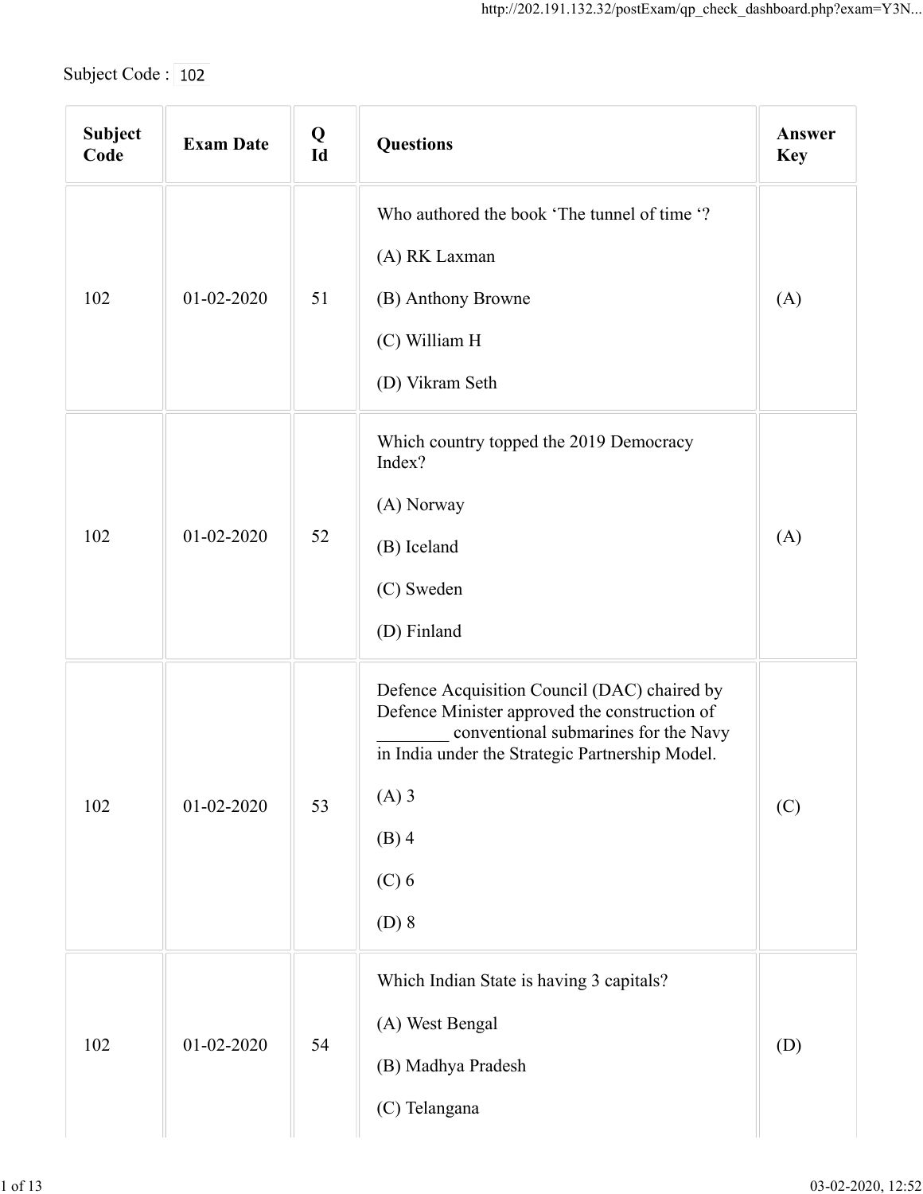Subject Code : 102

| Subject Code | Exam Date | Q Id | Questions | Answer Key |
|---|---|---|---|---|
| 102 | 01-02-2020 | 51 | Who authored the book 'The tunnel of time '?<br><br>(A) RK Laxman<br><br>(B) Anthony Browne<br><br>(C) William H<br><br>(D) Vikram Seth | (A) |
| 102 | 01-02-2020 | 52 | Which country topped the 2019 Democracy Index?<br><br>(A) Norway<br><br>(B) Iceland<br><br>(C) Sweden<br><br>(D) Finland | (A) |
| 102 | 01-02-2020 | 53 | Defence Acquisition Council (DAC) chaired by Defence Minister approved the construction of ________ conventional submarines for the Navy in India under the Strategic Partnership Model.<br><br>(A) 3<br><br>(B) 4<br><br>(C) 6<br><br>(D) 8 | (C) |
| 102 | 01-02-2020 | 54 | Which Indian State is having 3 capitals?<br><br>(A) West Bengal<br><br>(B) Madhya Pradesh<br><br>(C) Telangana | (D) |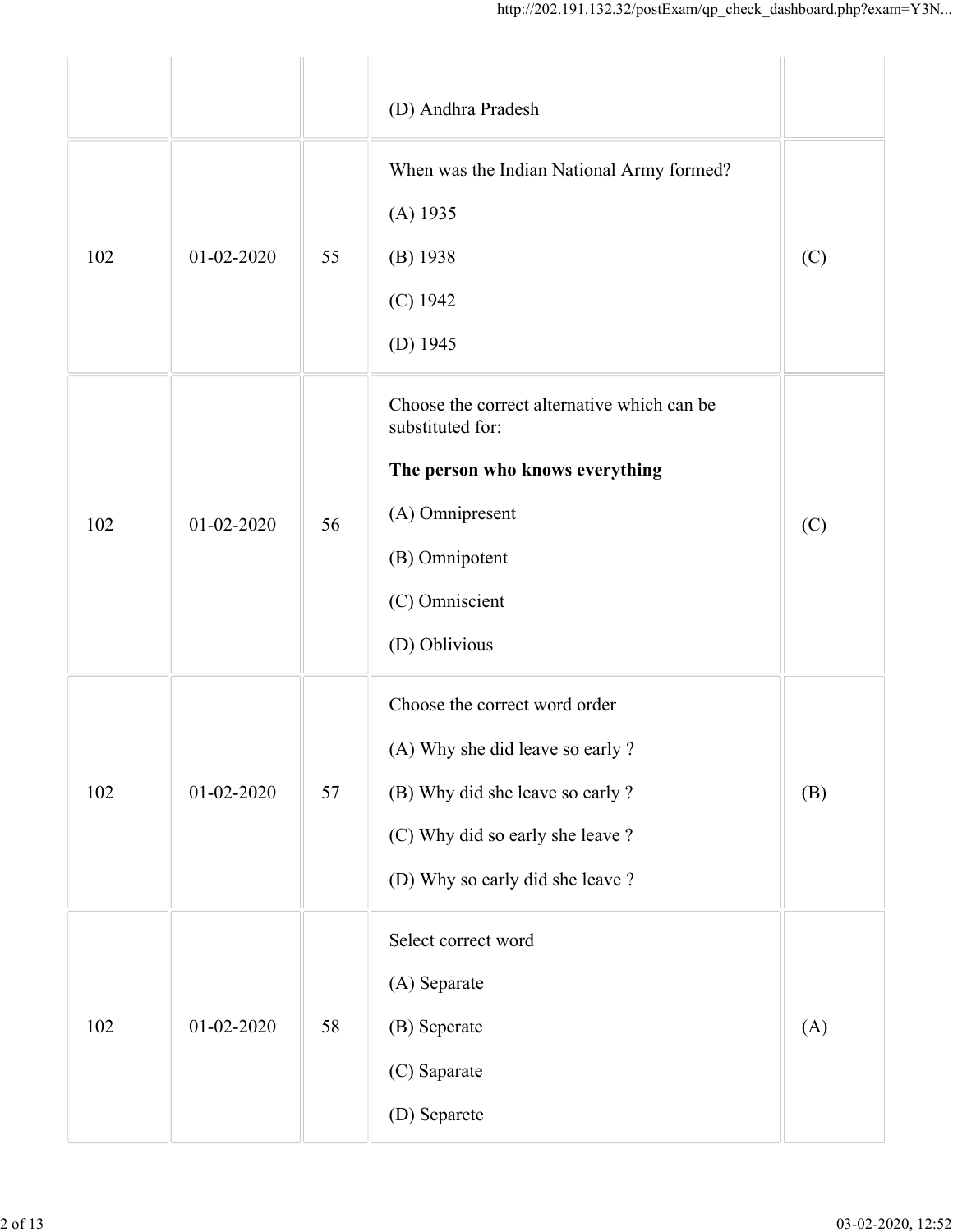|  |  |  |  |  |
|---|---|---|---|---|
|  |  |  | (D) Andhra Pradesh |  |
| 102 | 01-02-2020 | 55 | When was the Indian National Army formed?<br><br>(A) 1935<br><br>(B) 1938<br><br>(C) 1942<br><br>(D) 1945 | (C) |
| 102 | 01-02-2020 | 56 | Choose the correct alternative which can be substituted for:<br><br>**The person who knows everything**<br><br>(A) Omnipresent<br><br>(B) Omnipotent<br><br>(C) Omniscient<br><br>(D) Oblivious | (C) |
| 102 | 01-02-2020 | 57 | Choose the correct word order<br><br>(A) Why she did leave so early ?<br><br>(B) Why did she leave so early ?<br><br>(C) Why did so early she leave ?<br><br>(D) Why so early did she leave ? | (B) |
| 102 | 01-02-2020 | 58 | Select correct word<br><br>(A) Separate<br><br>(B) Seperate<br><br>(C) Saparate<br><br>(D) Separete | (A) |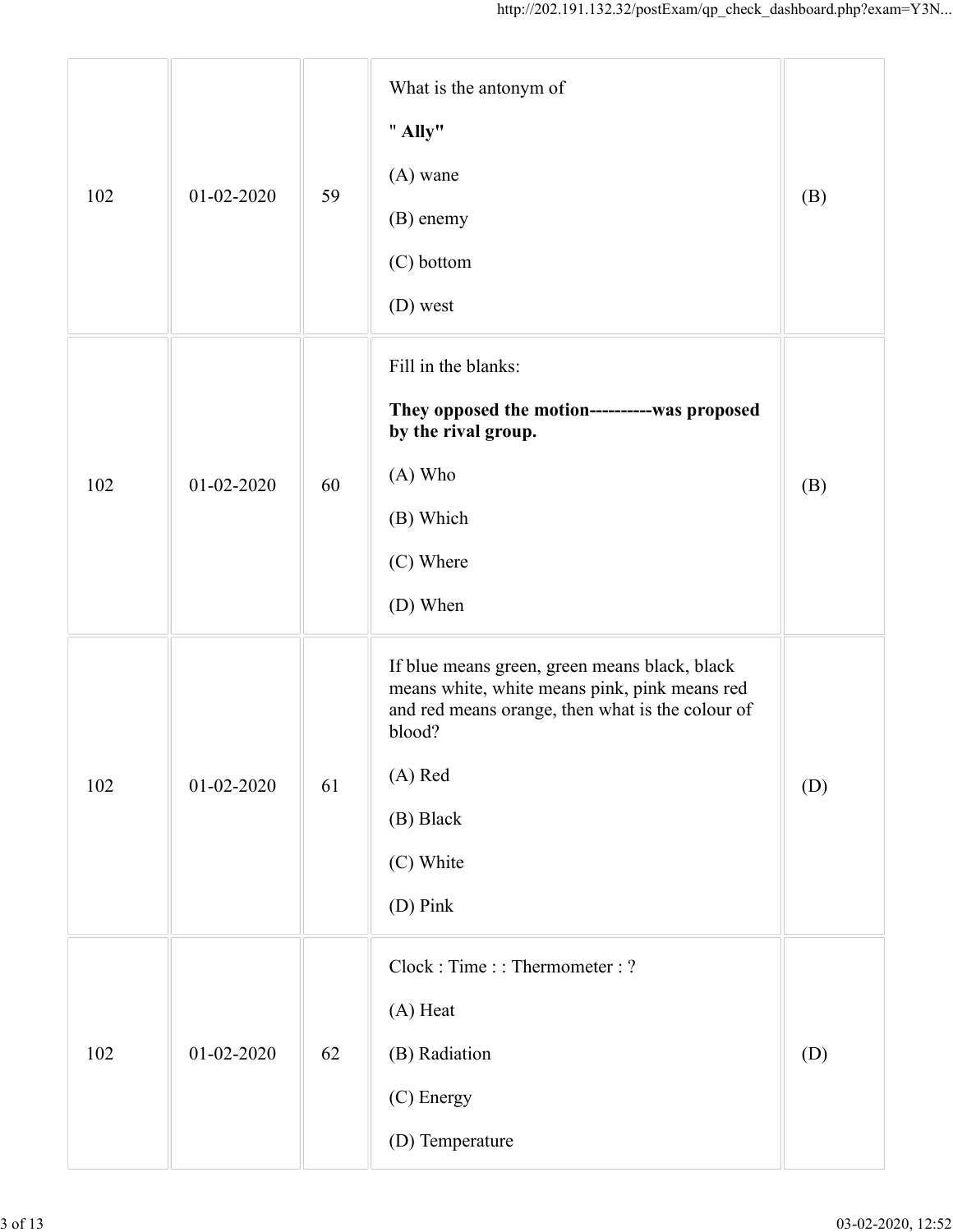| | | | | |
|---|---|---|---|---|
| 102 | 01-02-2020 | 59 | What is the antonym of<br><br>" **Ally"**<br><br>(A) wane<br><br>(B) enemy<br><br>(C) bottom<br><br>(D) west | (B) |
| 102 | 01-02-2020 | 60 | Fill in the blanks:<br><br>**They opposed the motion----------was proposed by the rival group.**<br><br>(A) Who<br><br>(B) Which<br><br>(C) Where<br><br>(D) When | (B) |
| 102 | 01-02-2020 | 61 | If blue means green, green means black, black means white, white means pink, pink means red and red means orange, then what is the colour of blood?<br><br>(A) Red<br><br>(B) Black<br><br>(C) White<br><br>(D) Pink | (D) |
| 102 | 01-02-2020 | 62 | Clock : Time : : Thermometer : ?<br><br>(A) Heat<br><br>(B) Radiation<br><br>(C) Energy<br><br>(D) Temperature | (D) |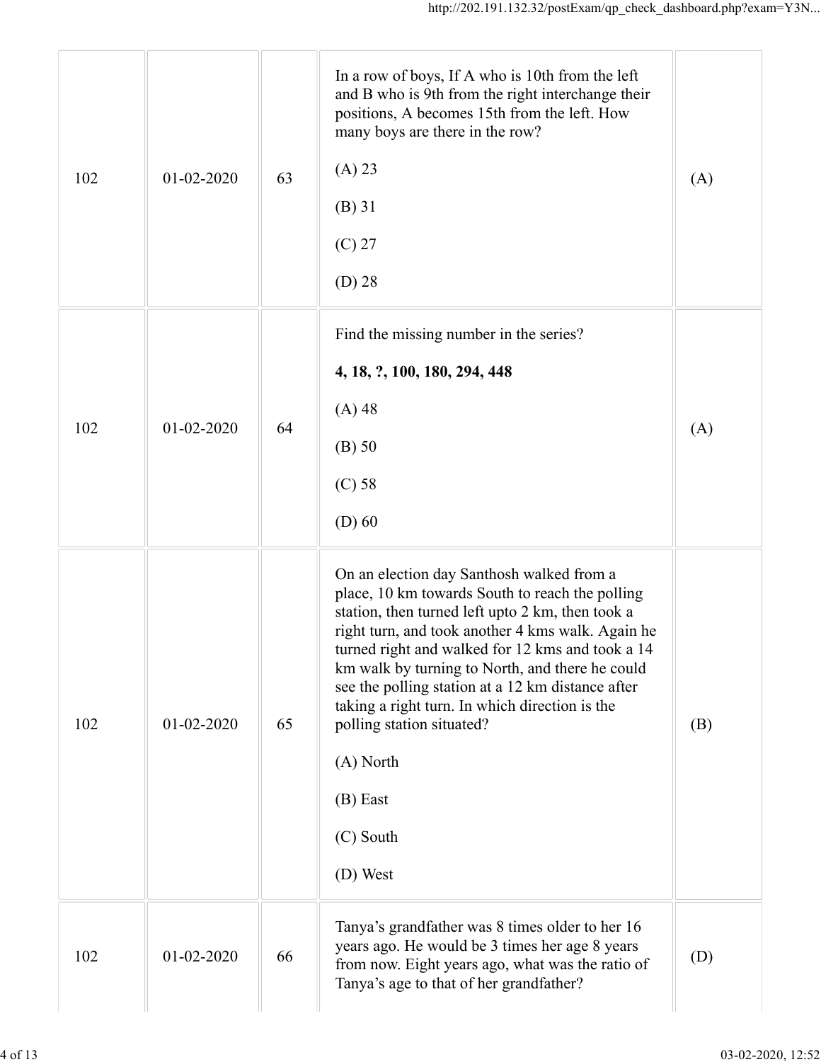| | | | | |
|---|---|---|---|---|
| 102 | 01-02-2020 | 63 | In a row of boys, If A who is 10th from the left and B who is 9th from the right interchange their positions, A becomes 15th from the left. How many boys are there in the row?<br><br>(A) 23<br><br>(B) 31<br><br>(C) 27<br><br>(D) 28 | (A) |
| 102 | 01-02-2020 | 64 | Find the missing number in the series?<br><br>**4, 18, ?, 100, 180, 294, 448**<br><br>(A) 48<br><br>(B) 50<br><br>(C) 58<br><br>(D) 60 | (A) |
| 102 | 01-02-2020 | 65 | On an election day Santhosh walked from a place, 10 km towards South to reach the polling station, then turned left upto 2 km, then took a right turn, and took another 4 kms walk. Again he turned right and walked for 12 kms and took a 14 km walk by turning to North, and there he could see the polling station at a 12 km distance after taking a right turn. In which direction is the polling station situated?<br><br>(A) North<br><br>(B) East<br><br>(C) South<br><br>(D) West | (B) |
| 102 | 01-02-2020 | 66 | Tanya's grandfather was 8 times older to her 16 years ago. He would be 3 times her age 8 years from now. Eight years ago, what was the ratio of Tanya's age to that of her grandfather? | (D) |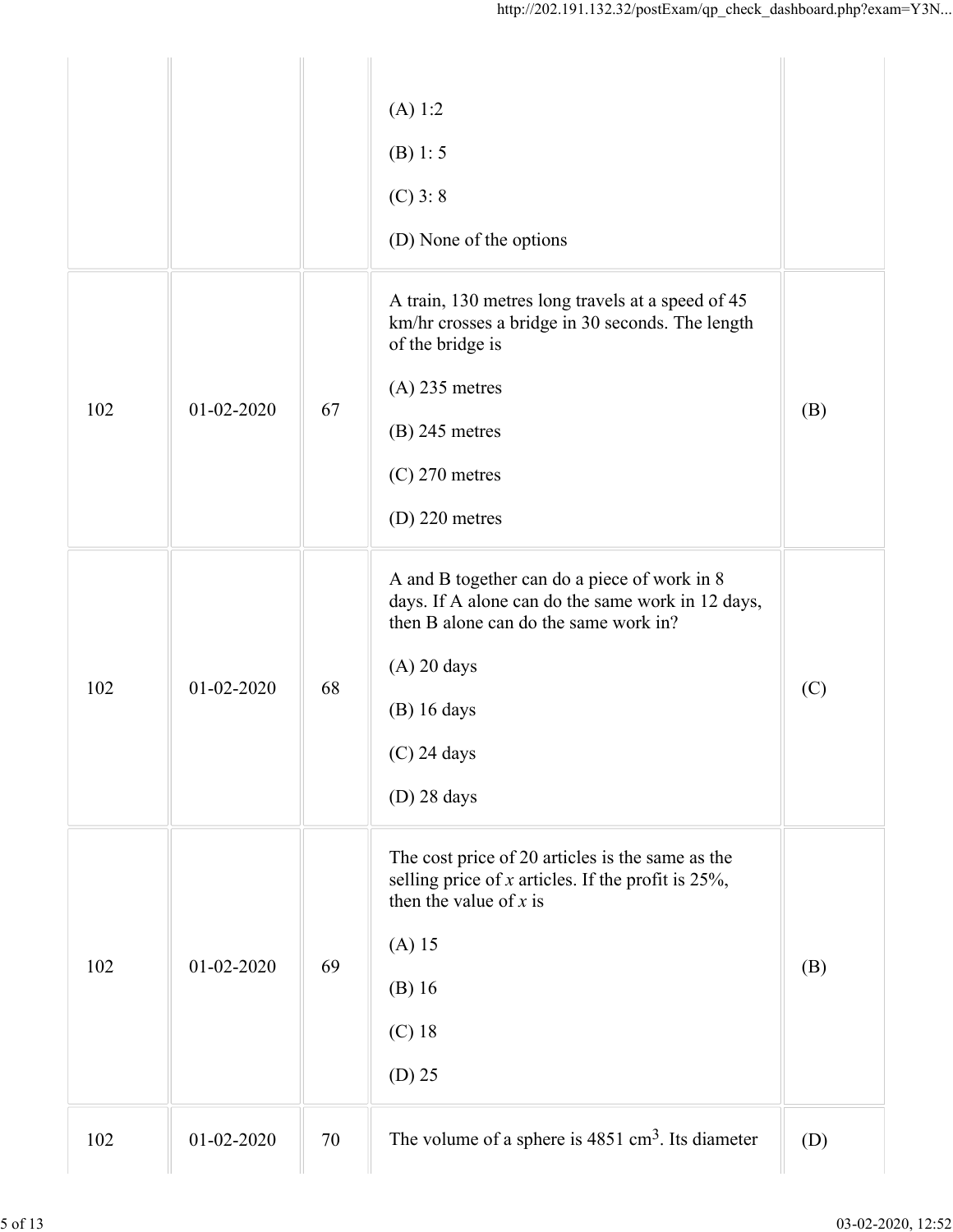| | | | | |
|---|---|---|---|---|
| | | | (A) 1:2<br><br>(B) 1: 5<br><br>(C) 3: 8<br><br>(D) None of the options | |
| 102 | 01-02-2020 | 67 | A train, 130 metres long travels at a speed of 45 km/hr crosses a bridge in 30 seconds. The length of the bridge is<br><br>(A) 235 metres<br><br>(B) 245 metres<br><br>(C) 270 metres<br><br>(D) 220 metres | (B) |
| 102 | 01-02-2020 | 68 | A and B together can do a piece of work in 8 days. If A alone can do the same work in 12 days, then B alone can do the same work in?<br><br>(A) 20 days<br><br>(B) 16 days<br><br>(C) 24 days<br><br>(D) 28 days | (C) |
| 102 | 01-02-2020 | 69 | The cost price of 20 articles is the same as the selling price of $x$ articles. If the profit is 25%, then the value of $x$ is<br><br>(A) 15<br><br>(B) 16<br><br>(C) 18<br><br>(D) 25 | (B) |
| 102 | 01-02-2020 | 70 | The volume of a sphere is 4851 $cm^3$. Its diameter | (D) |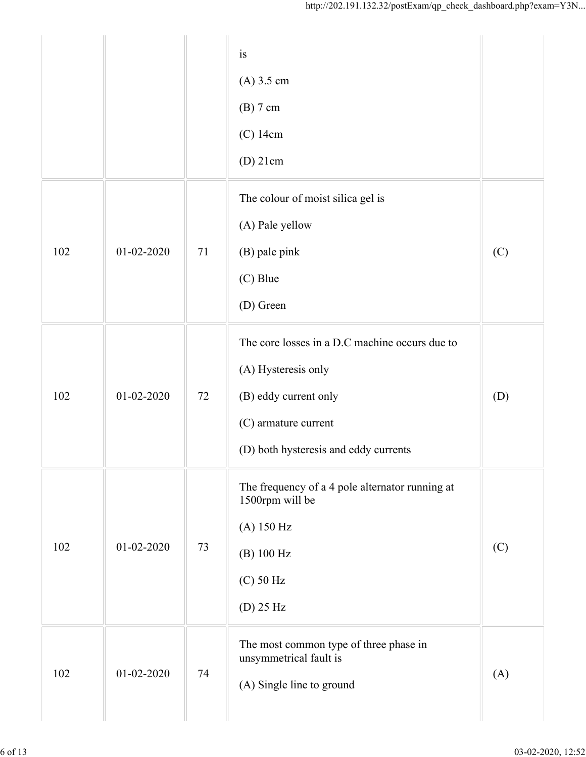| | | | is<br><br>(A) 3.5 cm<br><br>(B) 7 cm<br><br>(C) 14cm<br><br>(D) 21cm | |
|---|---|---|---|---|
| 102 | 01-02-2020 | 71 | The colour of moist silica gel is<br><br>(A) Pale yellow<br><br>(B) pale pink<br><br>(C) Blue<br><br>(D) Green | (C) |
| 102 | 01-02-2020 | 72 | The core losses in a D.C machine occurs due to<br><br>(A) Hysteresis only<br><br>(B) eddy current only<br><br>(C) armature current<br><br>(D) both hysteresis and eddy currents | (D) |
| 102 | 01-02-2020 | 73 | The frequency of a 4 pole alternator running at 1500rpm will be<br><br>(A) 150 Hz<br><br>(B) 100 Hz<br><br>(C) 50 Hz<br><br>(D) 25 Hz | (C) |
| 102 | 01-02-2020 | 74 | The most common type of three phase in unsymmetrical fault is<br><br>(A) Single line to ground | (A) |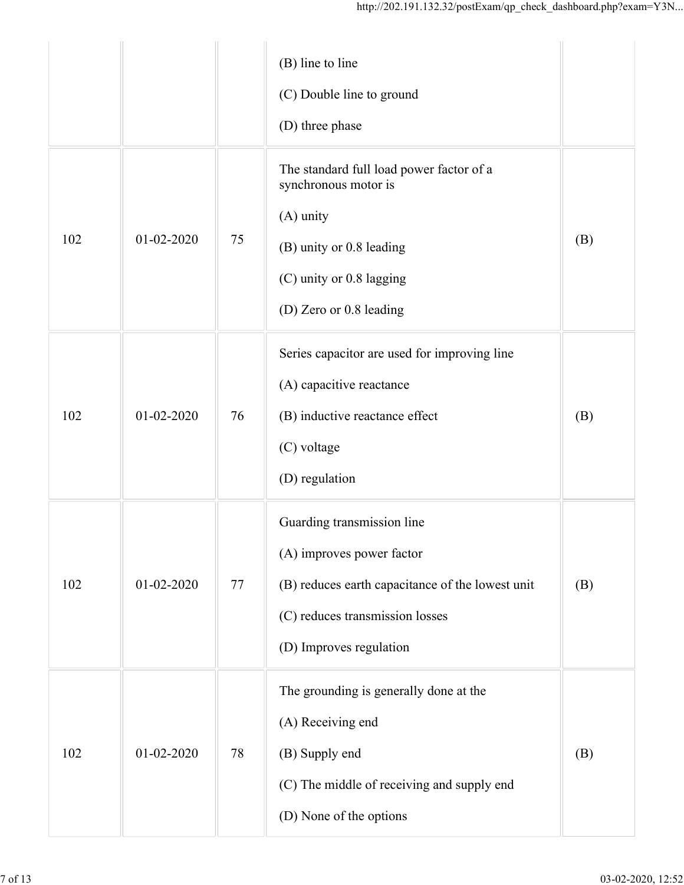| | | | (B) line to line<br><br>(C) Double line to ground<br><br>(D) three phase | |
|---|---|---|---|---|
| 102 | 01-02-2020 | 75 | The standard full load power factor of a synchronous motor is<br><br>(A) unity<br><br>(B) unity or 0.8 leading<br><br>(C) unity or 0.8 lagging<br><br>(D) Zero or 0.8 leading | (B) |
| 102 | 01-02-2020 | 76 | Series capacitor are used for improving line<br><br>(A) capacitive reactance<br><br>(B) inductive reactance effect<br><br>(C) voltage<br><br>(D) regulation | (B) |
| 102 | 01-02-2020 | 77 | Guarding transmission line<br><br>(A) improves power factor<br><br>(B) reduces earth capacitance of the lowest unit<br><br>(C) reduces transmission losses<br><br>(D) Improves regulation | (B) |
| 102 | 01-02-2020 | 78 | The grounding is generally done at the<br><br>(A) Receiving end<br><br>(B) Supply end<br><br>(C) The middle of receiving and supply end<br><br>(D) None of the options | (B) |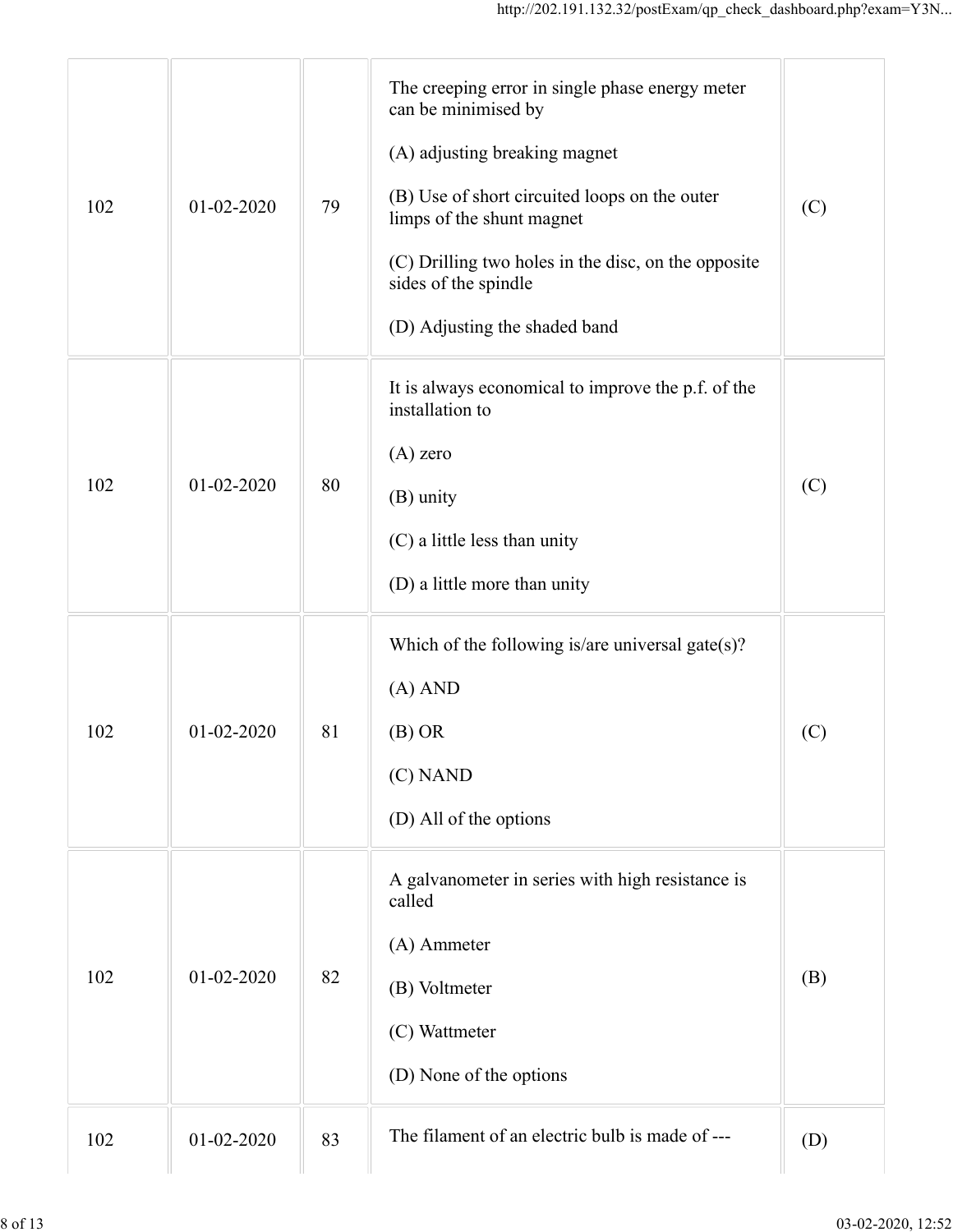| | | | | |
|---|---|---|---|---|
| 102 | 01-02-2020 | 79 | The creeping error in single phase energy meter can be minimised by<br><br>(A) adjusting breaking magnet<br><br>(B) Use of short circuited loops on the outer limps of the shunt magnet<br><br>(C) Drilling two holes in the disc, on the opposite sides of the spindle<br><br>(D) Adjusting the shaded band | (C) |
| 102 | 01-02-2020 | 80 | It is always economical to improve the p.f. of the installation to<br><br>(A) zero<br><br>(B) unity<br><br>(C) a little less than unity<br><br>(D) a little more than unity | (C) |
| 102 | 01-02-2020 | 81 | Which of the following is/are universal gate(s)?<br><br>(A) AND<br><br>(B) OR<br><br>(C) NAND<br><br>(D) All of the options | (C) |
| 102 | 01-02-2020 | 82 | A galvanometer in series with high resistance is called<br><br>(A) Ammeter<br><br>(B) Voltmeter<br><br>(C) Wattmeter<br><br>(D) None of the options | (B) |
| 102 | 01-02-2020 | 83 | The filament of an electric bulb is made of --- | (D) |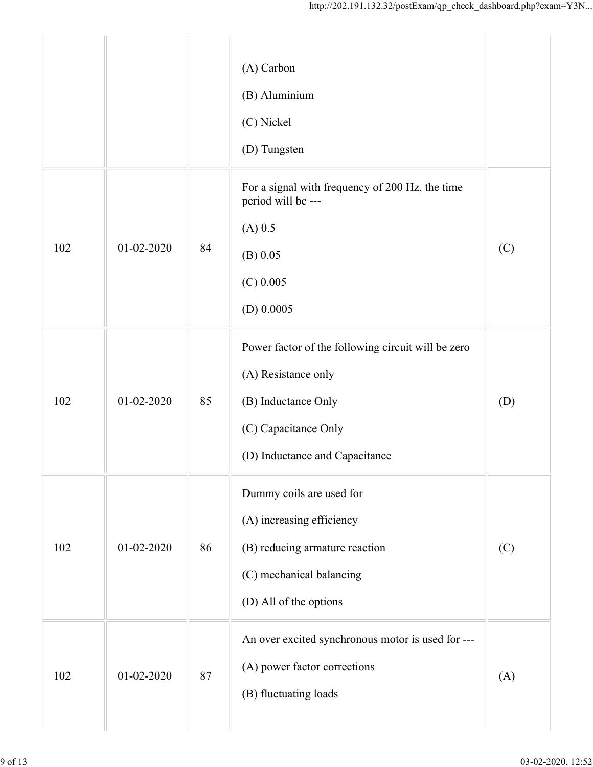| | | | | |
|---|---|---|---|---|
| | | | (A) Carbon<br><br>(B) Aluminium<br><br>(C) Nickel<br><br>(D) Tungsten | |
| 102 | 01-02-2020 | 84 | For a signal with frequency of 200 Hz, the time period will be ---<br><br>(A) 0.5<br><br>(B) 0.05<br><br>(C) 0.005<br><br>(D) 0.0005 | (C) |
| 102 | 01-02-2020 | 85 | Power factor of the following circuit will be zero<br><br>(A) Resistance only<br><br>(B) Inductance Only<br><br>(C) Capacitance Only<br><br>(D) Inductance and Capacitance | (D) |
| 102 | 01-02-2020 | 86 | Dummy coils are used for<br><br>(A) increasing efficiency<br><br>(B) reducing armature reaction<br><br>(C) mechanical balancing<br><br>(D) All of the options | (C) |
| 102 | 01-02-2020 | 87 | An over excited synchronous motor is used for ---<br><br>(A) power factor corrections<br><br>(B) fluctuating loads | (A) |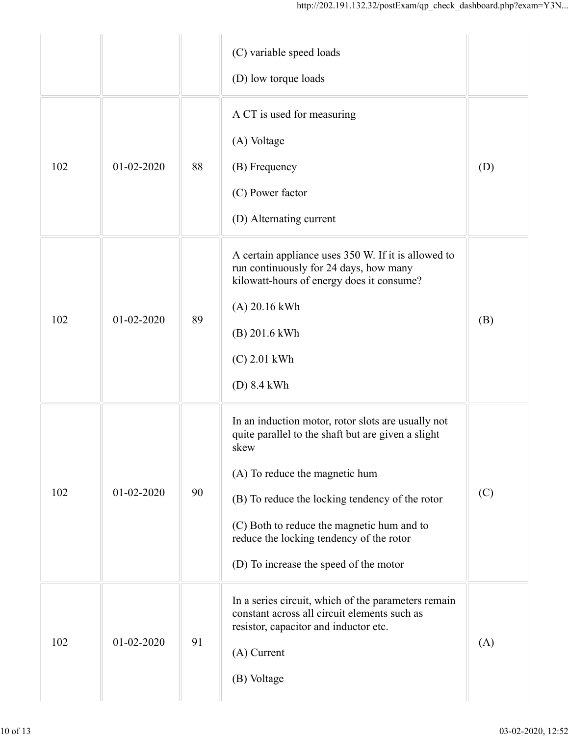| | | | | |
|---|---|---|---|---|
| | | | (C) variable speed loads<br><br>(D) low torque loads | |
| 102 | 01-02-2020 | 88 | A CT is used for measuring<br><br>(A) Voltage<br><br>(B) Frequency<br><br>(C) Power factor<br><br>(D) Alternating current | (D) |
| 102 | 01-02-2020 | 89 | A certain appliance uses 350 W. If it is allowed to run continuously for 24 days, how many kilowatt-hours of energy does it consume?<br><br>(A) 20.16 kWh<br><br>(B) 201.6 kWh<br><br>(C) 2.01 kWh<br><br>(D) 8.4 kWh | (B) |
| 102 | 01-02-2020 | 90 | In an induction motor, rotor slots are usually not quite parallel to the shaft but are given a slight skew<br><br>(A) To reduce the magnetic hum<br><br>(B) To reduce the locking tendency of the rotor<br><br>(C) Both to reduce the magnetic hum and to reduce the locking tendency of the rotor<br><br>(D) To increase the speed of the motor | (C) |
| 102 | 01-02-2020 | 91 | In a series circuit, which of the parameters remain constant across all circuit elements such as resistor, capacitor and inductor etc.<br><br>(A) Current<br><br>(B) Voltage | (A) |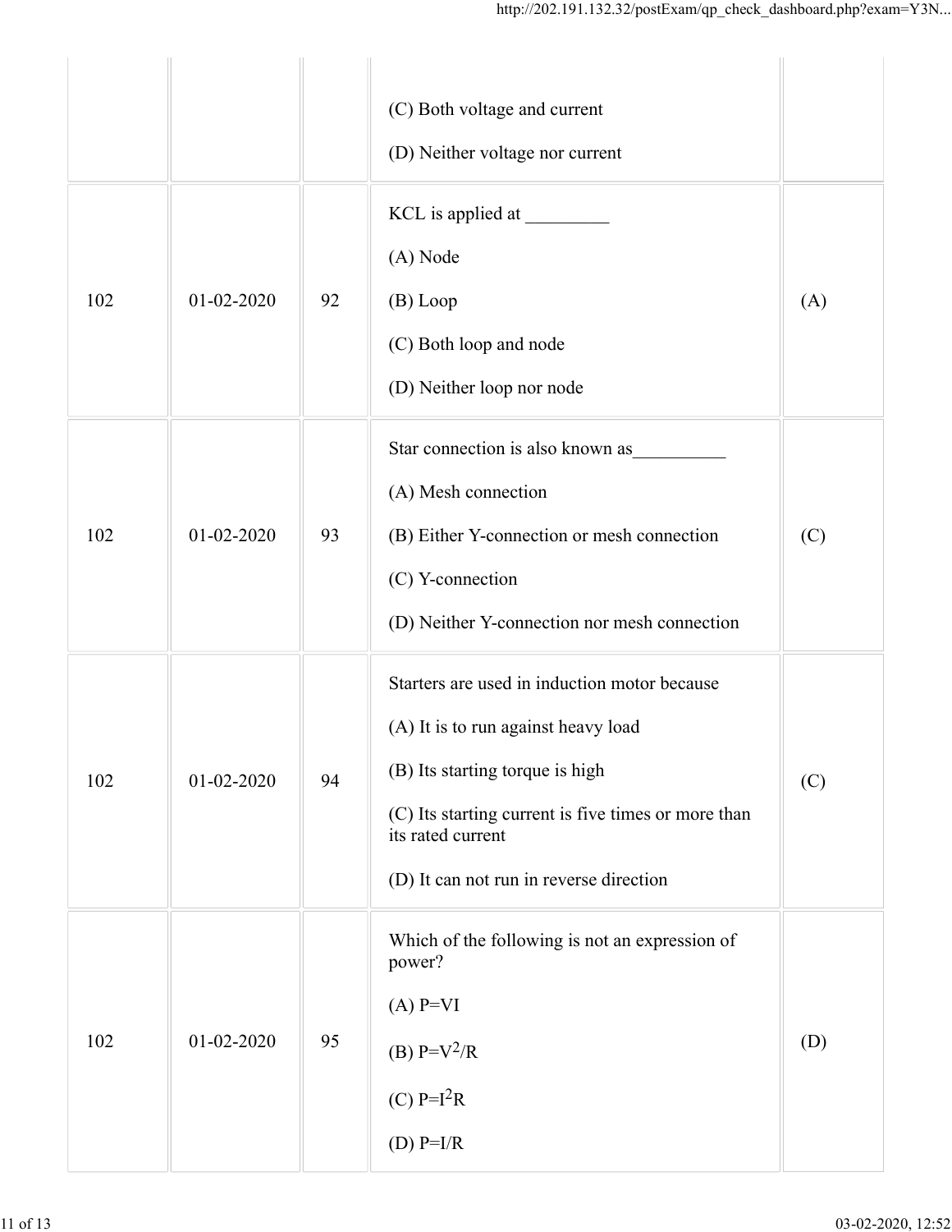| | | | | |
|---|---|---|---|---|
| | | | (C) Both voltage and current<br><br>(D) Neither voltage nor current | |
| 102 | 01-02-2020 | 92 | KCL is applied at _________<br><br>(A) Node<br><br>(B) Loop<br><br>(C) Both loop and node<br><br>(D) Neither loop nor node | (A) |
| 102 | 01-02-2020 | 93 | Star connection is also known as__________<br><br>(A) Mesh connection<br><br>(B) Either Y-connection or mesh connection<br><br>(C) Y-connection<br><br>(D) Neither Y-connection nor mesh connection | (C) |
| 102 | 01-02-2020 | 94 | Starters are used in induction motor because<br><br>(A) It is to run against heavy load<br><br>(B) Its starting torque is high<br><br>(C) Its starting current is five times or more than its rated current<br><br>(D) It can not run in reverse direction | (C) |
| 102 | 01-02-2020 | 95 | Which of the following is not an expression of power?<br><br>(A) $P=VI$<br><br>(B) $P=V^2/R$<br><br>(C) $P=I^2R$<br><br>(D) $P=I/R$ | (D) |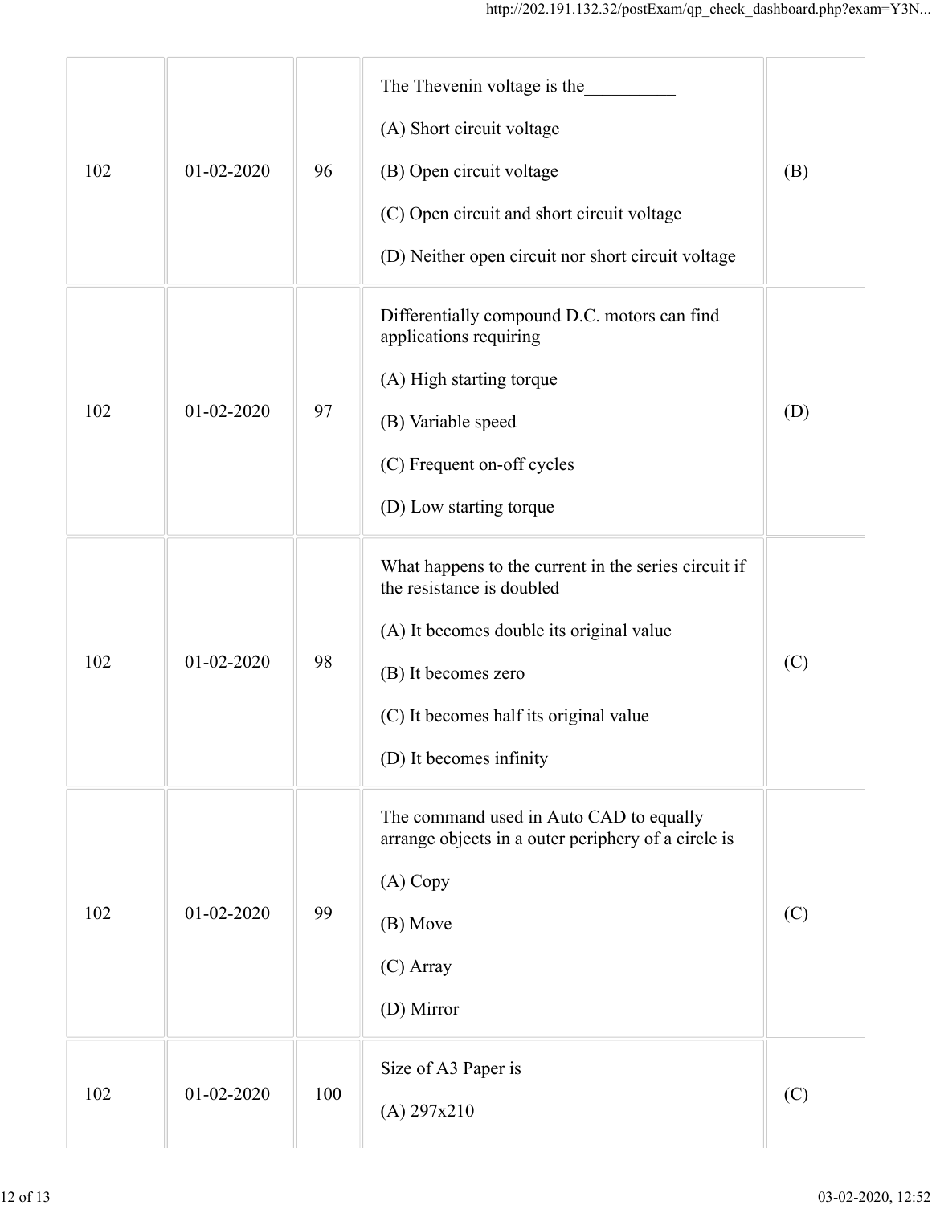| | | | | |
|---|---|---|---|---|
| 102 | 01-02-2020 | 96 | The Thevenin voltage is the__________<br><br>(A) Short circuit voltage<br><br>(B) Open circuit voltage<br><br>(C) Open circuit and short circuit voltage<br><br>(D) Neither open circuit nor short circuit voltage | (B) |
| 102 | 01-02-2020 | 97 | Differentially compound D.C. motors can find applications requiring<br><br>(A) High starting torque<br><br>(B) Variable speed<br><br>(C) Frequent on-off cycles<br><br>(D) Low starting torque | (D) |
| 102 | 01-02-2020 | 98 | What happens to the current in the series circuit if the resistance is doubled<br><br>(A) It becomes double its original value<br><br>(B) It becomes zero<br><br>(C) It becomes half its original value<br><br>(D) It becomes infinity | (C) |
| 102 | 01-02-2020 | 99 | The command used in Auto CAD to equally arrange objects in a outer periphery of a circle is<br><br>(A) Copy<br><br>(B) Move<br><br>(C) Array<br><br>(D) Mirror | (C) |
| 102 | 01-02-2020 | 100 | Size of A3 Paper is<br><br>(A) 297x210 | (C) |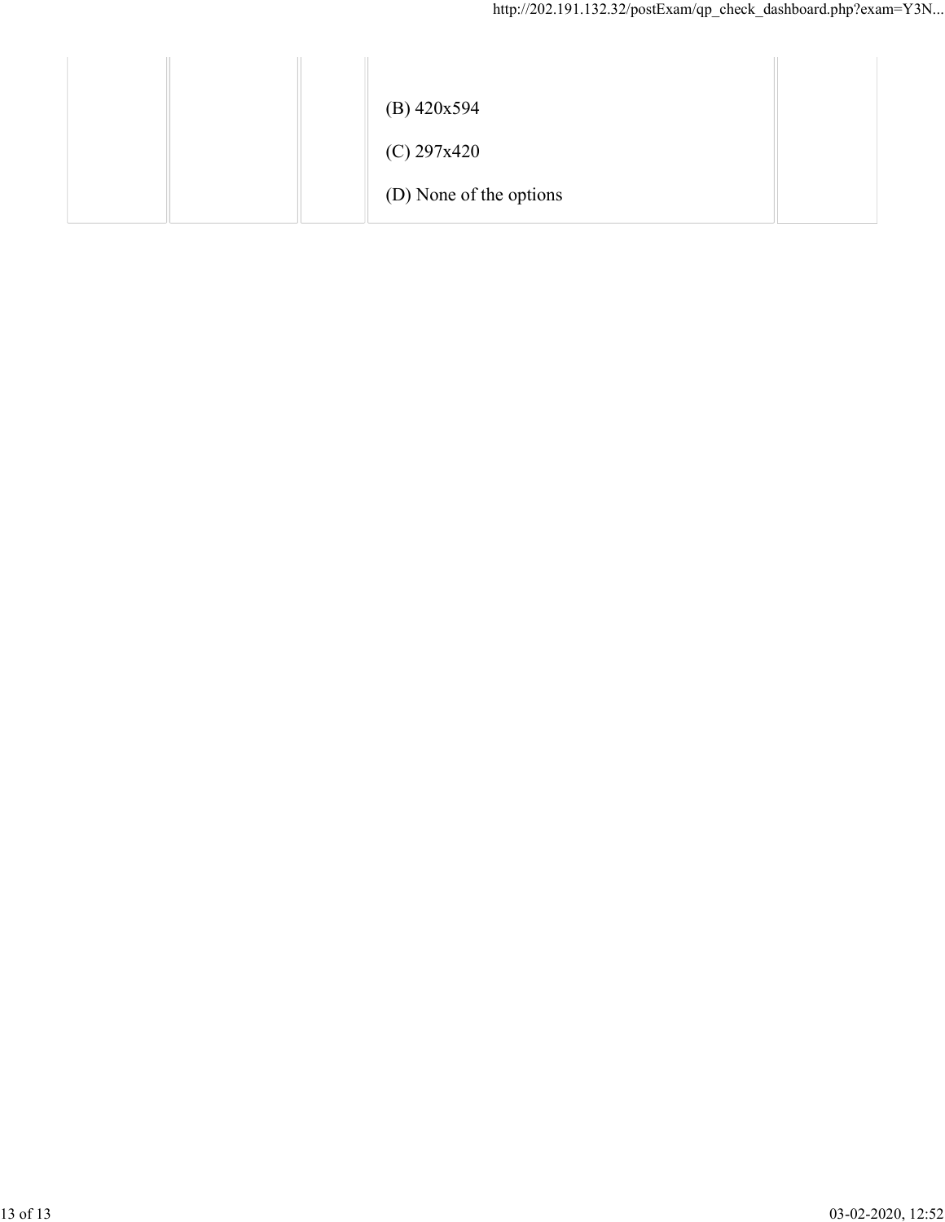| | | | | |
|---|---|---|---|---|
| | | | (B) 420x594<br><br>(C) 297x420<br><br>(D) None of the options | |